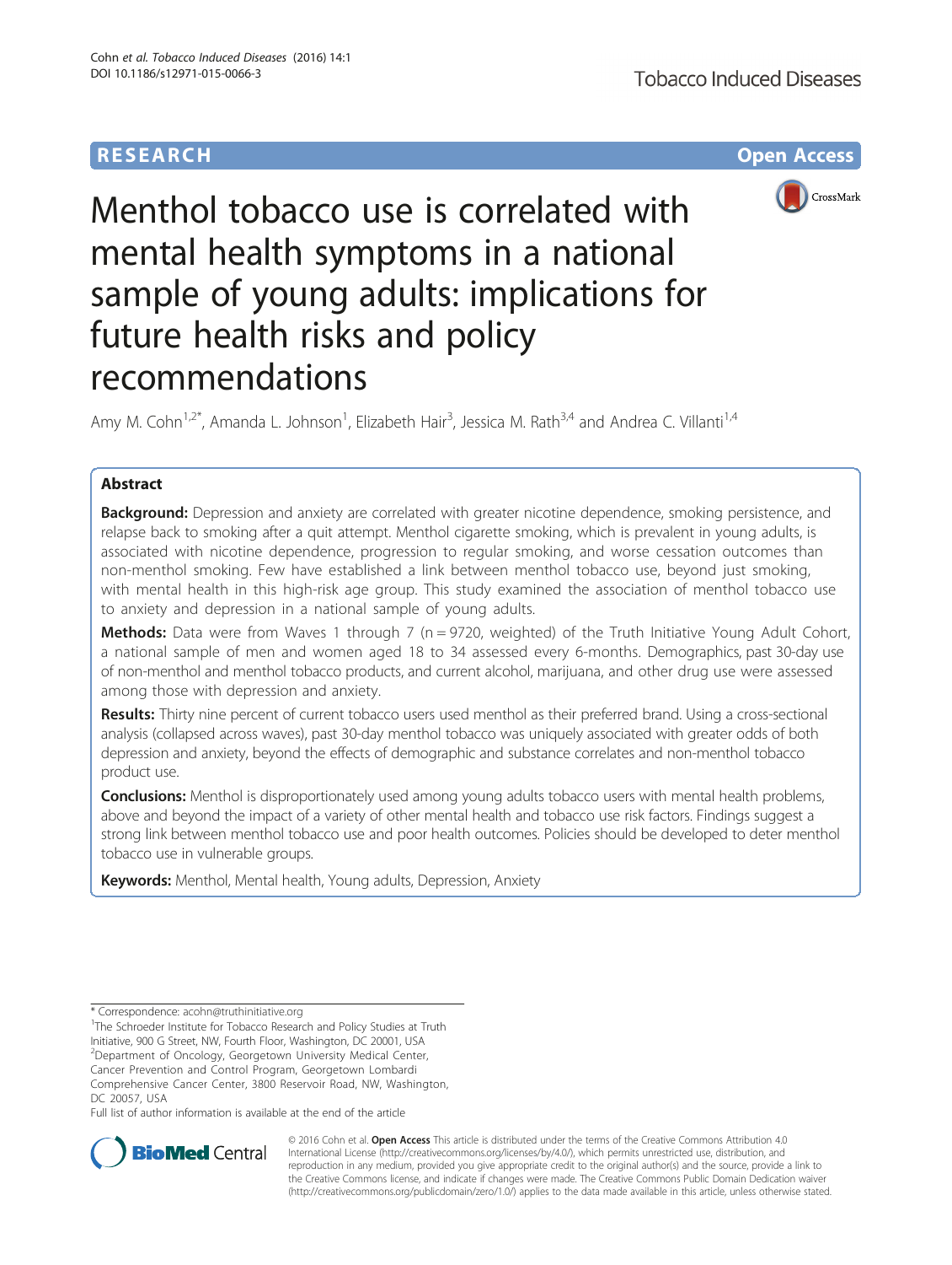RESEARCH Open Access

# Menthol tobacco use is correlated with mental health symptoms in a national sample of young adults: implications for future health risks and policy recommendations

Amy M. Cohn[1,2*], Amanda L. Johnson[1], Elizabeth Hair[3], Jessica M. Rath[3,4] and Andrea C. Villanti[1,4]

## Abstract

**Background:** Depression and anxiety are correlated with greater nicotine dependence, smoking persistence, and relapse back to smoking after a quit attempt. Menthol cigarette smoking, which is prevalent in young adults, is associated with nicotine dependence, progression to regular smoking, and worse cessation outcomes than non-menthol smoking. Few have established a link between menthol tobacco use, beyond just smoking, with mental health in this high-risk age group. This study examined the association of menthol tobacco use to anxiety and depression in a national sample of young adults.

**Methods:** Data were from Waves 1 through 7 (n = 9720, weighted) of the Truth Initiative Young Adult Cohort, a national sample of men and women aged 18 to 34 assessed every 6-months. Demographics, past 30-day use of non-menthol and menthol tobacco products, and current alcohol, marijuana, and other drug use were assessed among those with depression and anxiety.

**Results:** Thirty nine percent of current tobacco users used menthol as their preferred brand. Using a cross-sectional analysis (collapsed across waves), past 30-day menthol tobacco was uniquely associated with greater odds of both depression and anxiety, beyond the effects of demographic and substance correlates and non-menthol tobacco product use.

**Conclusions:** Menthol is disproportionately used among young adults tobacco users with mental health problems, above and beyond the impact of a variety of other mental health and tobacco use risk factors. Findings suggest a strong link between menthol tobacco use and poor health outcomes. Policies should be developed to deter menthol tobacco use in vulnerable groups.

**Keywords:** Menthol, Mental health, Young adults, Depression, Anxiety

---

\* Correspondence: acohn@truthinitiative.org

[1]The Schroeder Institute for Tobacco Research and Policy Studies at Truth Initiative, 900 G Street, NW, Fourth Floor, Washington, DC 20001, USA

[2]Department of Oncology, Georgetown University Medical Center, Cancer Prevention and Control Program, Georgetown Lombardi Comprehensive Cancer Center, 3800 Reservoir Road, NW, Washington, DC 20057, USA

Full list of author information is available at the end of the article

© 2016 Cohn et al. **Open Access** This article is distributed under the terms of the Creative Commons Attribution 4.0 International License (http://creativecommons.org/licenses/by/4.0/), which permits unrestricted use, distribution, and reproduction in any medium, provided you give appropriate credit to the original author(s) and the source, provide a link to the Creative Commons license, and indicate if changes were made. The Creative Commons Public Domain Dedication waiver (http://creativecommons.org/publicdomain/zero/1.0/) applies to the data made available in this article, unless otherwise stated.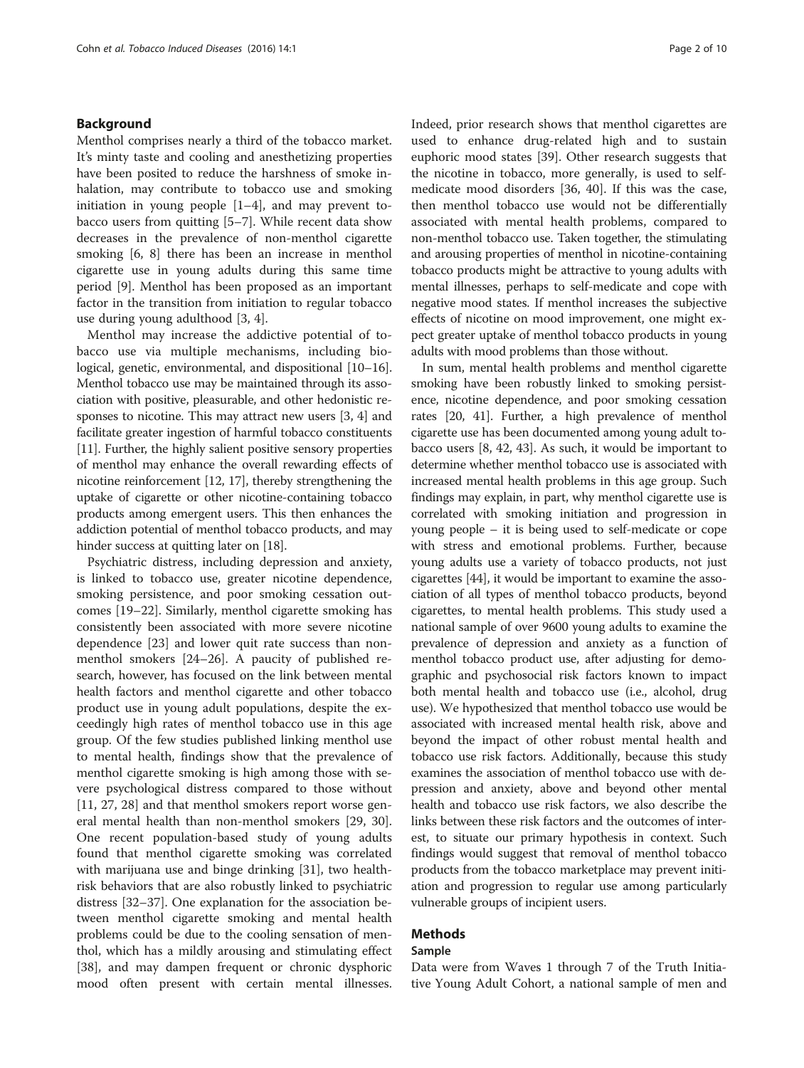## Background

Menthol comprises nearly a third of the tobacco market. It's minty taste and cooling and anesthetizing properties have been posited to reduce the harshness of smoke inhalation, may contribute to tobacco use and smoking initiation in young people [1–4], and may prevent tobacco users from quitting [5–7]. While recent data show decreases in the prevalence of non-menthol cigarette smoking [6, 8] there has been an increase in menthol cigarette use in young adults during this same time period [9]. Menthol has been proposed as an important factor in the transition from initiation to regular tobacco use during young adulthood [3, 4].

Menthol may increase the addictive potential of tobacco use via multiple mechanisms, including biological, genetic, environmental, and dispositional [10–16]. Menthol tobacco use may be maintained through its association with positive, pleasurable, and other hedonistic responses to nicotine. This may attract new users [3, 4] and facilitate greater ingestion of harmful tobacco constituents [11]. Further, the highly salient positive sensory properties of menthol may enhance the overall rewarding effects of nicotine reinforcement [12, 17], thereby strengthening the uptake of cigarette or other nicotine-containing tobacco products among emergent users. This then enhances the addiction potential of menthol tobacco products, and may hinder success at quitting later on [18].

Psychiatric distress, including depression and anxiety, is linked to tobacco use, greater nicotine dependence, smoking persistence, and poor smoking cessation outcomes [19–22]. Similarly, menthol cigarette smoking has consistently been associated with more severe nicotine dependence [23] and lower quit rate success than non-menthol smokers [24–26]. A paucity of published research, however, has focused on the link between mental health factors and menthol cigarette and other tobacco product use in young adult populations, despite the exceedingly high rates of menthol tobacco use in this age group. Of the few studies published linking menthol use to mental health, findings show that the prevalence of menthol cigarette smoking is high among those with severe psychological distress compared to those without [11, 27, 28] and that menthol smokers report worse general mental health than non-menthol smokers [29, 30]. One recent population-based study of young adults found that menthol cigarette smoking was correlated with marijuana use and binge drinking [31], two health-risk behaviors that are also robustly linked to psychiatric distress [32–37]. One explanation for the association between menthol cigarette smoking and mental health problems could be due to the cooling sensation of menthol, which has a mildly arousing and stimulating effect [38], and may dampen frequent or chronic dysphoric mood often present with certain mental illnesses. Indeed, prior research shows that menthol cigarettes are used to enhance drug-related high and to sustain euphoric mood states [39]. Other research suggests that the nicotine in tobacco, more generally, is used to self-medicate mood disorders [36, 40]. If this was the case, then menthol tobacco use would not be differentially associated with mental health problems, compared to non-menthol tobacco use. Taken together, the stimulating and arousing properties of menthol in nicotine-containing tobacco products might be attractive to young adults with mental illnesses, perhaps to self-medicate and cope with negative mood states. If menthol increases the subjective effects of nicotine on mood improvement, one might expect greater uptake of menthol tobacco products in young adults with mood problems than those without.

In sum, mental health problems and menthol cigarette smoking have been robustly linked to smoking persistence, nicotine dependence, and poor smoking cessation rates [20, 41]. Further, a high prevalence of menthol cigarette use has been documented among young adult tobacco users [8, 42, 43]. As such, it would be important to determine whether menthol tobacco use is associated with increased mental health problems in this age group. Such findings may explain, in part, why menthol cigarette use is correlated with smoking initiation and progression in young people – it is being used to self-medicate or cope with stress and emotional problems. Further, because young adults use a variety of tobacco products, not just cigarettes [44], it would be important to examine the association of all types of menthol tobacco products, beyond cigarettes, to mental health problems. This study used a national sample of over 9600 young adults to examine the prevalence of depression and anxiety as a function of menthol tobacco product use, after adjusting for demographic and psychosocial risk factors known to impact both mental health and tobacco use (i.e., alcohol, drug use). We hypothesized that menthol tobacco use would be associated with increased mental health risk, above and beyond the impact of other robust mental health and tobacco use risk factors. Additionally, because this study examines the association of menthol tobacco use with depression and anxiety, above and beyond other mental health and tobacco use risk factors, we also describe the links between these risk factors and the outcomes of interest, to situate our primary hypothesis in context. Such findings would suggest that removal of menthol tobacco products from the tobacco marketplace may prevent initiation and progression to regular use among particularly vulnerable groups of incipient users.

## Methods

### Sample

Data were from Waves 1 through 7 of the Truth Initiative Young Adult Cohort, a national sample of men and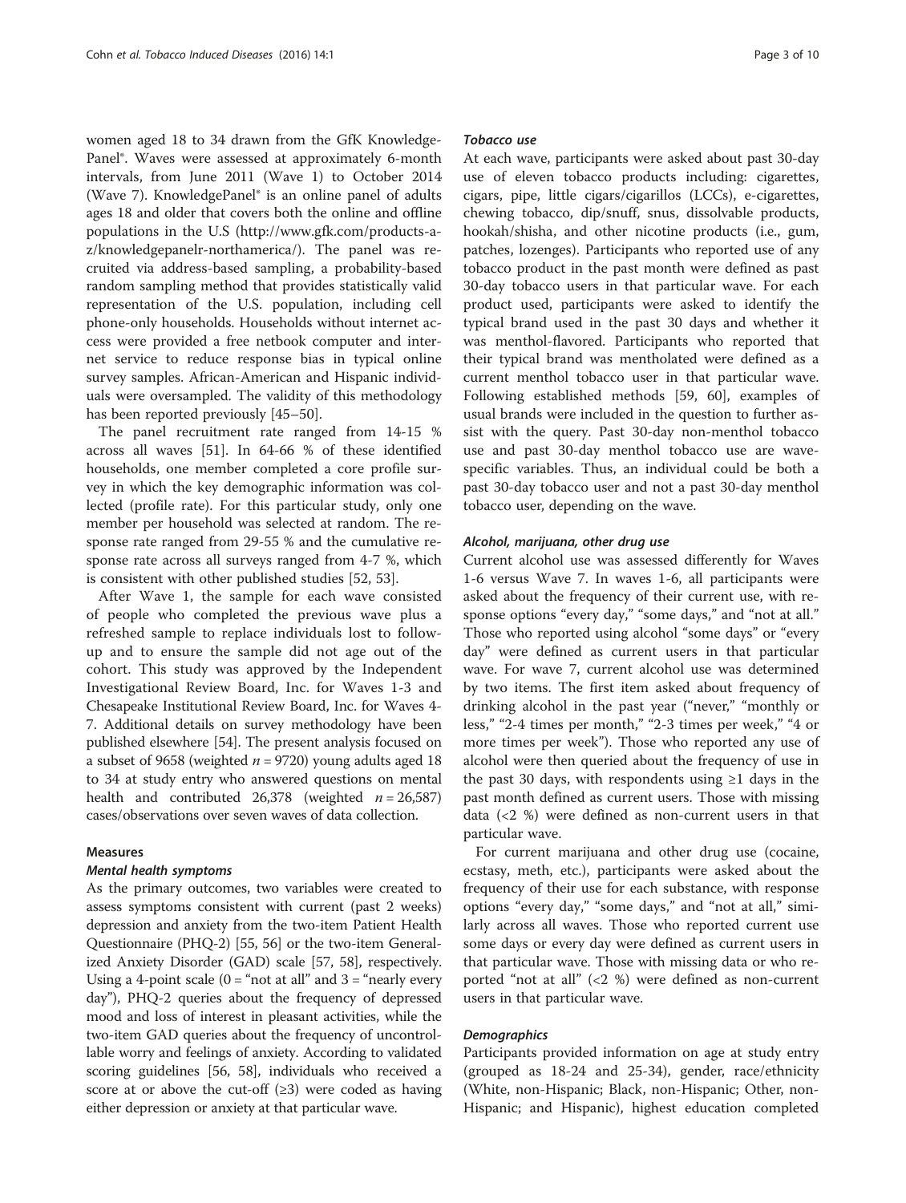women aged 18 to 34 drawn from the GfK KnowledgePanel®. Waves were assessed at approximately 6-month intervals, from June 2011 (Wave 1) to October 2014 (Wave 7). KnowledgePanel® is an online panel of adults ages 18 and older that covers both the online and offline populations in the U.S (http://www.gfk.com/products-a-z/knowledgepanelr-northamerica/). The panel was recruited via address-based sampling, a probability-based random sampling method that provides statistically valid representation of the U.S. population, including cell phone-only households. Households without internet access were provided a free netbook computer and internet service to reduce response bias in typical online survey samples. African-American and Hispanic individuals were oversampled. The validity of this methodology has been reported previously [45–50].

The panel recruitment rate ranged from 14-15 % across all waves [51]. In 64-66 % of these identified households, one member completed a core profile survey in which the key demographic information was collected (profile rate). For this particular study, only one member per household was selected at random. The response rate ranged from 29-55 % and the cumulative response rate across all surveys ranged from 4-7 %, which is consistent with other published studies [52, 53].

After Wave 1, the sample for each wave consisted of people who completed the previous wave plus a refreshed sample to replace individuals lost to follow-up and to ensure the sample did not age out of the cohort. This study was approved by the Independent Investigational Review Board, Inc. for Waves 1-3 and Chesapeake Institutional Review Board, Inc. for Waves 4-7. Additional details on survey methodology have been published elsewhere [54]. The present analysis focused on a subset of 9658 (weighted $n = 9720$) young adults aged 18 to 34 at study entry who answered questions on mental health and contributed 26,378 (weighted $n = 26,587$) cases/observations over seven waves of data collection.

## Measures

### *Mental health symptoms*

As the primary outcomes, two variables were created to assess symptoms consistent with current (past 2 weeks) depression and anxiety from the two-item Patient Health Questionnaire (PHQ-2) [55, 56] or the two-item Generalized Anxiety Disorder (GAD) scale [57, 58], respectively. Using a 4-point scale (0 = "not at all" and 3 = "nearly every day"), PHQ-2 queries about the frequency of depressed mood and loss of interest in pleasant activities, while the two-item GAD queries about the frequency of uncontrollable worry and feelings of anxiety. According to validated scoring guidelines [56, 58], individuals who received a score at or above the cut-off (≥3) were coded as having either depression or anxiety at that particular wave.

### *Tobacco use*

At each wave, participants were asked about past 30-day use of eleven tobacco products including: cigarettes, cigars, pipe, little cigars/cigarillos (LCCs), e-cigarettes, chewing tobacco, dip/snuff, snus, dissolvable products, hookah/shisha, and other nicotine products (i.e., gum, patches, lozenges). Participants who reported use of any tobacco product in the past month were defined as past 30-day tobacco users in that particular wave. For each product used, participants were asked to identify the typical brand used in the past 30 days and whether it was menthol-flavored. Participants who reported that their typical brand was mentholated were defined as a current menthol tobacco user in that particular wave. Following established methods [59, 60], examples of usual brands were included in the question to further assist with the query. Past 30-day non-menthol tobacco use and past 30-day menthol tobacco use are wave-specific variables. Thus, an individual could be both a past 30-day tobacco user and not a past 30-day menthol tobacco user, depending on the wave.

### *Alcohol, marijuana, other drug use*

Current alcohol use was assessed differently for Waves 1-6 versus Wave 7. In waves 1-6, all participants were asked about the frequency of their current use, with response options "every day," "some days," and "not at all." Those who reported using alcohol "some days" or "every day" were defined as current users in that particular wave. For wave 7, current alcohol use was determined by two items. The first item asked about frequency of drinking alcohol in the past year ("never," "monthly or less," "2-4 times per month," "2-3 times per week," "4 or more times per week"). Those who reported any use of alcohol were then queried about the frequency of use in the past 30 days, with respondents using ≥1 days in the past month defined as current users. Those with missing data (<2 %) were defined as non-current users in that particular wave.

For current marijuana and other drug use (cocaine, ecstasy, meth, etc.), participants were asked about the frequency of their use for each substance, with response options "every day," "some days," and "not at all," similarly across all waves. Those who reported current use some days or every day were defined as current users in that particular wave. Those with missing data or who reported "not at all" (<2 %) were defined as non-current users in that particular wave.

### *Demographics*

Participants provided information on age at study entry (grouped as 18-24 and 25-34), gender, race/ethnicity (White, non-Hispanic; Black, non-Hispanic; Other, non-Hispanic; and Hispanic), highest education completed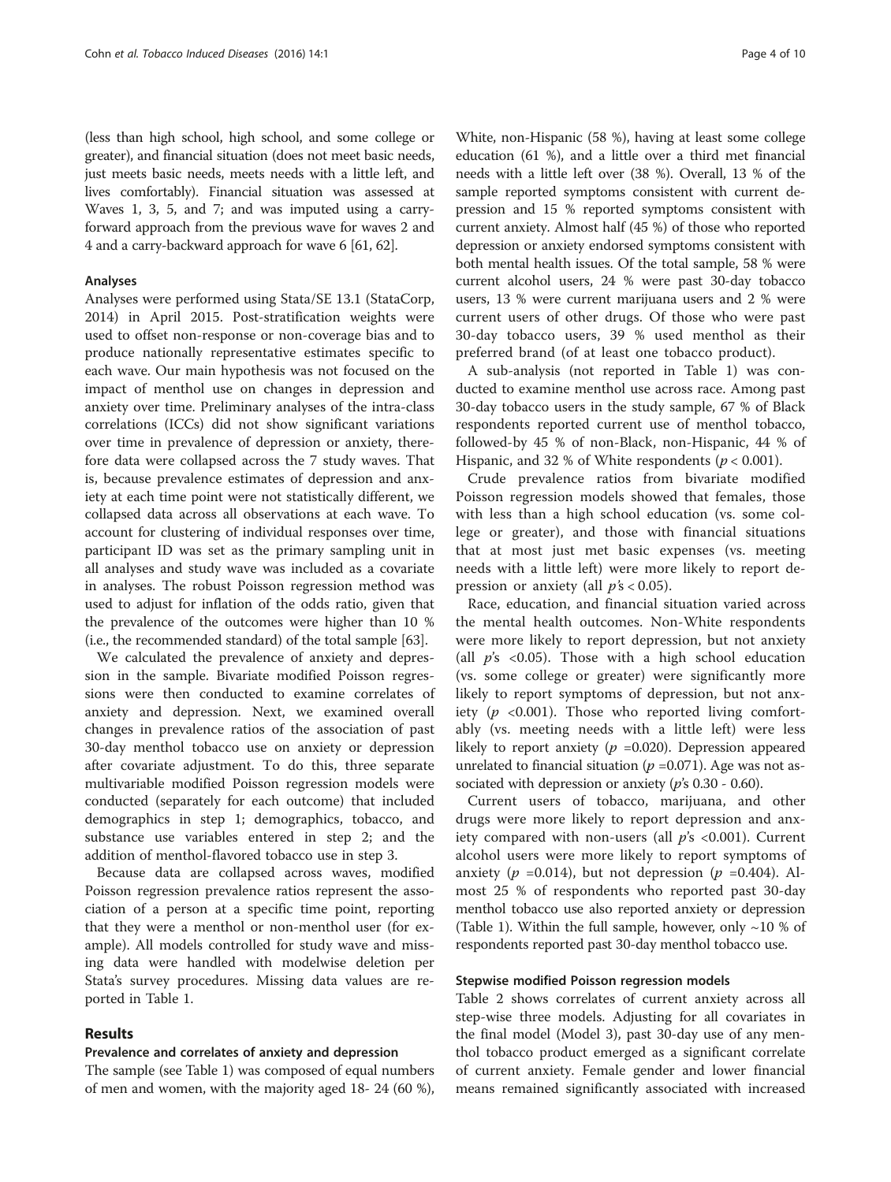(less than high school, high school, and some college or greater), and financial situation (does not meet basic needs, just meets basic needs, meets needs with a little left, and lives comfortably). Financial situation was assessed at Waves 1, 3, 5, and 7; and was imputed using a carry-forward approach from the previous wave for waves 2 and 4 and a carry-backward approach for wave 6 [61, 62].

### Analyses

Analyses were performed using Stata/SE 13.1 (StataCorp, 2014) in April 2015. Post-stratification weights were used to offset non-response or non-coverage bias and to produce nationally representative estimates specific to each wave. Our main hypothesis was not focused on the impact of menthol use on changes in depression and anxiety over time. Preliminary analyses of the intra-class correlations (ICCs) did not show significant variations over time in prevalence of depression or anxiety, therefore data were collapsed across the 7 study waves. That is, because prevalence estimates of depression and anxiety at each time point were not statistically different, we collapsed data across all observations at each wave. To account for clustering of individual responses over time, participant ID was set as the primary sampling unit in all analyses and study wave was included as a covariate in analyses. The robust Poisson regression method was used to adjust for inflation of the odds ratio, given that the prevalence of the outcomes were higher than 10 % (i.e., the recommended standard) of the total sample [63].

We calculated the prevalence of anxiety and depression in the sample. Bivariate modified Poisson regressions were then conducted to examine correlates of anxiety and depression. Next, we examined overall changes in prevalence ratios of the association of past 30-day menthol tobacco use on anxiety or depression after covariate adjustment. To do this, three separate multivariable modified Poisson regression models were conducted (separately for each outcome) that included demographics in step 1; demographics, tobacco, and substance use variables entered in step 2; and the addition of menthol-flavored tobacco use in step 3.

Because data are collapsed across waves, modified Poisson regression prevalence ratios represent the association of a person at a specific time point, reporting that they were a menthol or non-menthol user (for example). All models controlled for study wave and missing data were handled with modelwise deletion per Stata's survey procedures. Missing data values are reported in Table 1.

## Results

### Prevalence and correlates of anxiety and depression

The sample (see Table 1) was composed of equal numbers of men and women, with the majority aged 18- 24 (60 %), White, non-Hispanic (58 %), having at least some college education (61 %), and a little over a third met financial needs with a little left over (38 %). Overall, 13 % of the sample reported symptoms consistent with current depression and 15 % reported symptoms consistent with current anxiety. Almost half (45 %) of those who reported depression or anxiety endorsed symptoms consistent with both mental health issues. Of the total sample, 58 % were current alcohol users, 24 % were past 30-day tobacco users, 13 % were current marijuana users and 2 % were current users of other drugs. Of those who were past 30-day tobacco users, 39 % used menthol as their preferred brand (of at least one tobacco product).

A sub-analysis (not reported in Table 1) was conducted to examine menthol use across race. Among past 30-day tobacco users in the study sample, 67 % of Black respondents reported current use of menthol tobacco, followed-by 45 % of non-Black, non-Hispanic, 44 % of Hispanic, and 32 % of White respondents ($p < 0.001$).

Crude prevalence ratios from bivariate modified Poisson regression models showed that females, those with less than a high school education (vs. some college or greater), and those with financial situations that at most just met basic expenses (vs. meeting needs with a little left) were more likely to report depression or anxiety (all $p$'s $< 0.05$).

Race, education, and financial situation varied across the mental health outcomes. Non-White respondents were more likely to report depression, but not anxiety (all $p$'s $<0.05$). Those with a high school education (vs. some college or greater) were significantly more likely to report symptoms of depression, but not anxiety ($p$ <0.001). Those who reported living comfortably (vs. meeting needs with a little left) were less likely to report anxiety ($p$ =0.020). Depression appeared unrelated to financial situation ($p$ =0.071). Age was not associated with depression or anxiety ($p$'s 0.30 - 0.60).

Current users of tobacco, marijuana, and other drugs were more likely to report depression and anxiety compared with non-users (all $p$'s <0.001). Current alcohol users were more likely to report symptoms of anxiety ($p$ =0.014), but not depression ($p$ =0.404). Almost 25 % of respondents who reported past 30-day menthol tobacco use also reported anxiety or depression (Table 1). Within the full sample, however, only ~10 % of respondents reported past 30-day menthol tobacco use.

### Stepwise modified Poisson regression models

Table 2 shows correlates of current anxiety across all step-wise three models. Adjusting for all covariates in the final model (Model 3), past 30-day use of any menthol tobacco product emerged as a significant correlate of current anxiety. Female gender and lower financial means remained significantly associated with increased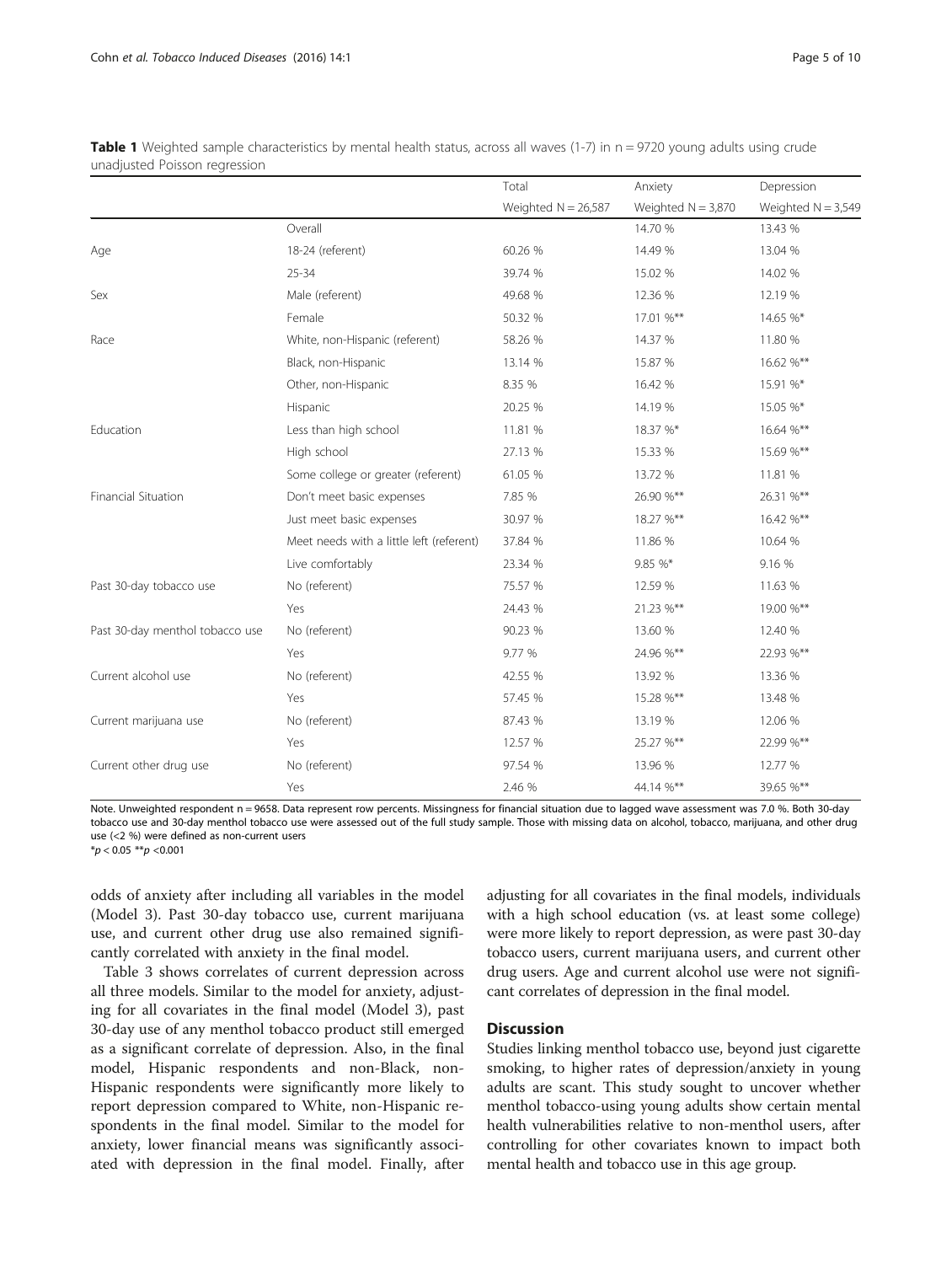**Table 1** Weighted sample characteristics by mental health status, across all waves (1-7) in n = 9720 young adults using crude unadjusted Poisson regression

| | | Total | Anxiety | Depression |
|---|---|---|---|---|
| | | Weighted N = 26,587 | Weighted N = 3,870 | Weighted N = 3,549 |
| | Overall | | 14.70 % | 13.43 % |
| Age | 18-24 (referent) | 60.26 % | 14.49 % | 13.04 % |
| | 25-34 | 39.74 % | 15.02 % | 14.02 % |
| Sex | Male (referent) | 49.68 % | 12.36 % | 12.19 % |
| | Female | 50.32 % | 17.01 %** | 14.65 %* |
| Race | White, non-Hispanic (referent) | 58.26 % | 14.37 % | 11.80 % |
| | Black, non-Hispanic | 13.14 % | 15.87 % | 16.62 %** |
| | Other, non-Hispanic | 8.35 % | 16.42 % | 15.91 %* |
| | Hispanic | 20.25 % | 14.19 % | 15.05 %* |
| Education | Less than high school | 11.81 % | 18.37 %* | 16.64 %** |
| | High school | 27.13 % | 15.33 % | 15.69 %** |
| | Some college or greater (referent) | 61.05 % | 13.72 % | 11.81 % |
| Financial Situation | Don't meet basic expenses | 7.85 % | 26.90 %** | 26.31 %** |
| | Just meet basic expenses | 30.97 % | 18.27 %** | 16.42 %** |
| | Meet needs with a little left (referent) | 37.84 % | 11.86 % | 10.64 % |
| | Live comfortably | 23.34 % | 9.85 %* | 9.16 % |
| Past 30-day tobacco use | No (referent) | 75.57 % | 12.59 % | 11.63 % |
| | Yes | 24.43 % | 21.23 %** | 19.00 %** |
| Past 30-day menthol tobacco use | No (referent) | 90.23 % | 13.60 % | 12.40 % |
| | Yes | 9.77 % | 24.96 %** | 22.93 %** |
| Current alcohol use | No (referent) | 42.55 % | 13.92 % | 13.36 % |
| | Yes | 57.45 % | 15.28 %** | 13.48 % |
| Current marijuana use | No (referent) | 87.43 % | 13.19 % | 12.06 % |
| | Yes | 12.57 % | 25.27 %** | 22.99 %** |
| Current other drug use | No (referent) | 97.54 % | 13.96 % | 12.77 % |
| | Yes | 2.46 % | 44.14 %** | 39.65 %** |

Note. Unweighted respondent n = 9658. Data represent row percents. Missingness for financial situation due to lagged wave assessment was 7.0 %. Both 30-day tobacco use and 30-day menthol tobacco use were assessed out of the full study sample. Those with missing data on alcohol, tobacco, marijuana, and other drug use (<2 %) were defined as non-current users

*$p < 0.05$ **$p < 0.001$

odds of anxiety after including all variables in the model (Model 3). Past 30-day tobacco use, current marijuana use, and current other drug use also remained significantly correlated with anxiety in the final model.

Table 3 shows correlates of current depression across all three models. Similar to the model for anxiety, adjusting for all covariates in the final model (Model 3), past 30-day use of any menthol tobacco product still emerged as a significant correlate of depression. Also, in the final model, Hispanic respondents and non-Black, non-Hispanic respondents were significantly more likely to report depression compared to White, non-Hispanic respondents in the final model. Similar to the model for anxiety, lower financial means was significantly associated with depression in the final model. Finally, after adjusting for all covariates in the final models, individuals with a high school education (vs. at least some college) were more likely to report depression, as were past 30-day tobacco users, current marijuana users, and current other drug users. Age and current alcohol use were not significant correlates of depression in the final model.

## Discussion

Studies linking menthol tobacco use, beyond just cigarette smoking, to higher rates of depression/anxiety in young adults are scant. This study sought to uncover whether menthol tobacco-using young adults show certain mental health vulnerabilities relative to non-menthol users, after controlling for other covariates known to impact both mental health and tobacco use in this age group.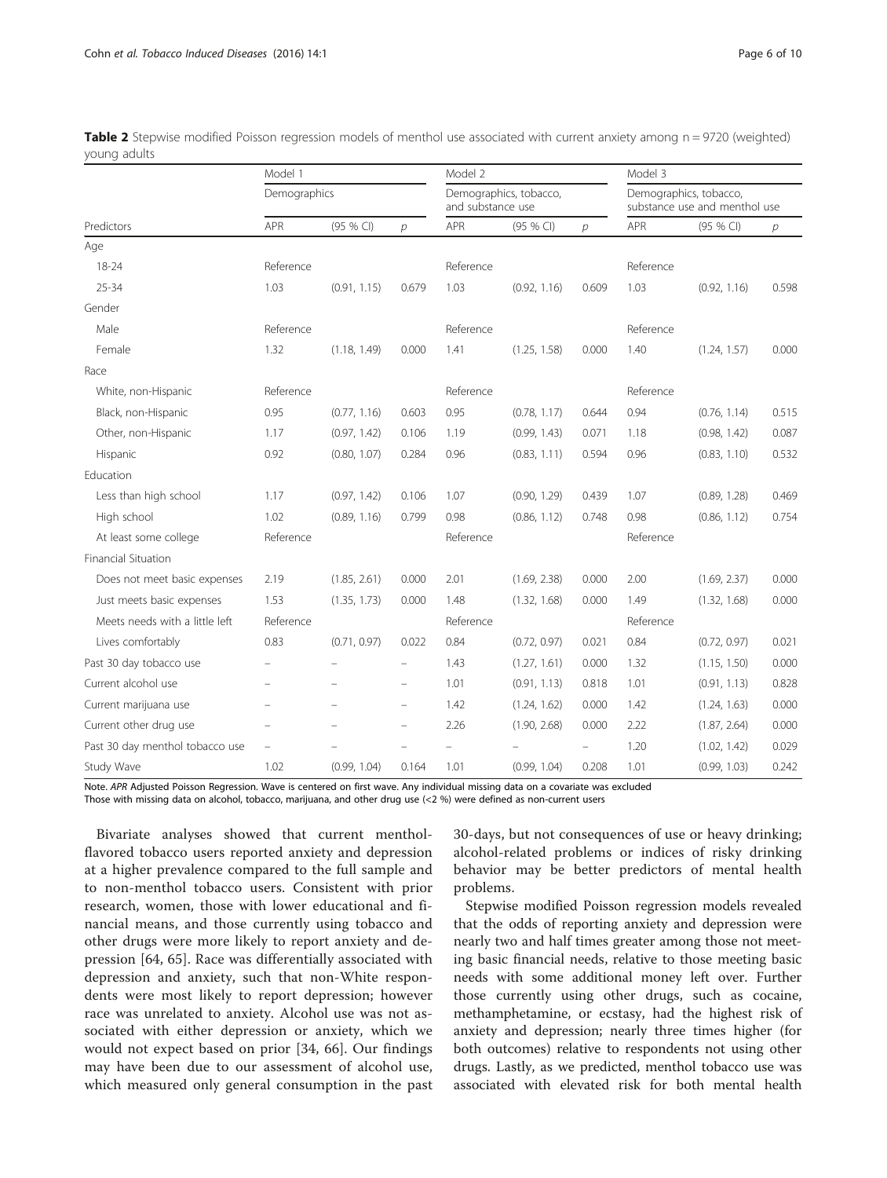**Table 2** Stepwise modified Poisson regression models of menthol use associated with current anxiety among n = 9720 (weighted) young adults

| | Model 1 | | | Model 2 | | | Model 3 | | |
|---|---|---|---|---|---|---|---|---|---|
| | Demographics | | | Demographics, tobacco, and substance use | | | Demographics, tobacco, substance use and menthol use | | |
| Predictors | APR | (95 % CI) | *p* | APR | (95 % CI) | *p* | APR | (95 % CI) | *p* |
| Age | | | | | | | | | |
| 18-24 | Reference | | | Reference | | | Reference | | |
| 25-34 | 1.03 | (0.91, 1.15) | 0.679 | 1.03 | (0.92, 1.16) | 0.609 | 1.03 | (0.92, 1.16) | 0.598 |
| Gender | | | | | | | | | |
| Male | Reference | | | Reference | | | Reference | | |
| Female | 1.32 | (1.18, 1.49) | 0.000 | 1.41 | (1.25, 1.58) | 0.000 | 1.40 | (1.24, 1.57) | 0.000 |
| Race | | | | | | | | | |
| White, non-Hispanic | Reference | | | Reference | | | Reference | | |
| Black, non-Hispanic | 0.95 | (0.77, 1.16) | 0.603 | 0.95 | (0.78, 1.17) | 0.644 | 0.94 | (0.76, 1.14) | 0.515 |
| Other, non-Hispanic | 1.17 | (0.97, 1.42) | 0.106 | 1.19 | (0.99, 1.43) | 0.071 | 1.18 | (0.98, 1.42) | 0.087 |
| Hispanic | 0.92 | (0.80, 1.07) | 0.284 | 0.96 | (0.83, 1.11) | 0.594 | 0.96 | (0.83, 1.10) | 0.532 |
| Education | | | | | | | | | |
| Less than high school | 1.17 | (0.97, 1.42) | 0.106 | 1.07 | (0.90, 1.29) | 0.439 | 1.07 | (0.89, 1.28) | 0.469 |
| High school | 1.02 | (0.89, 1.16) | 0.799 | 0.98 | (0.86, 1.12) | 0.748 | 0.98 | (0.86, 1.12) | 0.754 |
| At least some college | Reference | | | Reference | | | Reference | | |
| Financial Situation | | | | | | | | | |
| Does not meet basic expenses | 2.19 | (1.85, 2.61) | 0.000 | 2.01 | (1.69, 2.38) | 0.000 | 2.00 | (1.69, 2.37) | 0.000 |
| Just meets basic expenses | 1.53 | (1.35, 1.73) | 0.000 | 1.48 | (1.32, 1.68) | 0.000 | 1.49 | (1.32, 1.68) | 0.000 |
| Meets needs with a little left | Reference | | | Reference | | | Reference | | |
| Lives comfortably | 0.83 | (0.71, 0.97) | 0.022 | 0.84 | (0.72, 0.97) | 0.021 | 0.84 | (0.72, 0.97) | 0.021 |
| Past 30 day tobacco use | – | – | – | 1.43 | (1.27, 1.61) | 0.000 | 1.32 | (1.15, 1.50) | 0.000 |
| Current alcohol use | – | – | – | 1.01 | (0.91, 1.13) | 0.818 | 1.01 | (0.91, 1.13) | 0.828 |
| Current marijuana use | – | – | – | 1.42 | (1.24, 1.62) | 0.000 | 1.42 | (1.24, 1.63) | 0.000 |
| Current other drug use | – | – | – | 2.26 | (1.90, 2.68) | 0.000 | 2.22 | (1.87, 2.64) | 0.000 |
| Past 30 day menthol tobacco use | – | – | – | – | – | – | 1.20 | (1.02, 1.42) | 0.029 |
| Study Wave | 1.02 | (0.99, 1.04) | 0.164 | 1.01 | (0.99, 1.04) | 0.208 | 1.01 | (0.99, 1.03) | 0.242 |

Note. APR Adjusted Poisson Regression. Wave is centered on first wave. Any individual missing data on a covariate was excluded
Those with missing data on alcohol, tobacco, marijuana, and other drug use (<2 %) were defined as non-current users

Bivariate analyses showed that current menthol-flavored tobacco users reported anxiety and depression at a higher prevalence compared to the full sample and to non-menthol tobacco users. Consistent with prior research, women, those with lower educational and financial means, and those currently using tobacco and other drugs were more likely to report anxiety and depression [64, 65]. Race was differentially associated with depression and anxiety, such that non-White respondents were most likely to report depression; however race was unrelated to anxiety. Alcohol use was not associated with either depression or anxiety, which we would not expect based on prior [34, 66]. Our findings may have been due to our assessment of alcohol use, which measured only general consumption in the past 30-days, but not consequences of use or heavy drinking; alcohol-related problems or indices of risky drinking behavior may be better predictors of mental health problems.

Stepwise modified Poisson regression models revealed that the odds of reporting anxiety and depression were nearly two and half times greater among those not meeting basic financial needs, relative to those meeting basic needs with some additional money left over. Further those currently using other drugs, such as cocaine, methamphetamine, or ecstasy, had the highest risk of anxiety and depression; nearly three times higher (for both outcomes) relative to respondents not using other drugs. Lastly, as we predicted, menthol tobacco use was associated with elevated risk for both mental health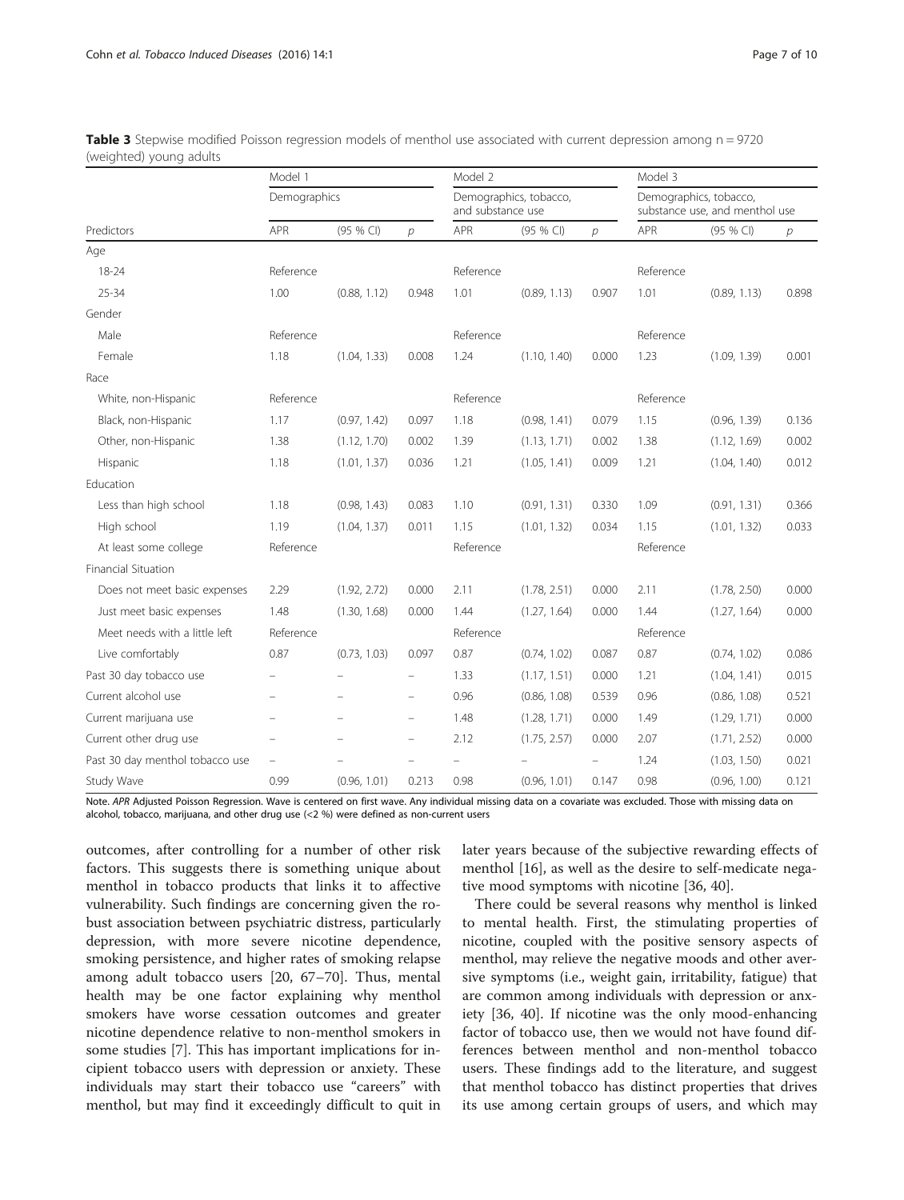**Table 3** Stepwise modified Poisson regression models of menthol use associated with current depression among n = 9720 (weighted) young adults

| | Model 1 | | | Model 2 | | | Model 3 | | |
|---|---|---|---|---|---|---|---|---|---|
| | Demographics | | | Demographics, tobacco, and substance use | | | Demographics, tobacco, substance use, and menthol use | | |
| Predictors | APR | (95 % CI) | *p* | APR | (95 % CI) | *p* | APR | (95 % CI) | *p* |
| Age | | | | | | | | | |
| 18-24 | Reference | | | Reference | | | Reference | | |
| 25-34 | 1.00 | (0.88, 1.12) | 0.948 | 1.01 | (0.89, 1.13) | 0.907 | 1.01 | (0.89, 1.13) | 0.898 |
| Gender | | | | | | | | | |
| Male | Reference | | | Reference | | | Reference | | |
| Female | 1.18 | (1.04, 1.33) | 0.008 | 1.24 | (1.10, 1.40) | 0.000 | 1.23 | (1.09, 1.39) | 0.001 |
| Race | | | | | | | | | |
| White, non-Hispanic | Reference | | | Reference | | | Reference | | |
| Black, non-Hispanic | 1.17 | (0.97, 1.42) | 0.097 | 1.18 | (0.98, 1.41) | 0.079 | 1.15 | (0.96, 1.39) | 0.136 |
| Other, non-Hispanic | 1.38 | (1.12, 1.70) | 0.002 | 1.39 | (1.13, 1.71) | 0.002 | 1.38 | (1.12, 1.69) | 0.002 |
| Hispanic | 1.18 | (1.01, 1.37) | 0.036 | 1.21 | (1.05, 1.41) | 0.009 | 1.21 | (1.04, 1.40) | 0.012 |
| Education | | | | | | | | | |
| Less than high school | 1.18 | (0.98, 1.43) | 0.083 | 1.10 | (0.91, 1.31) | 0.330 | 1.09 | (0.91, 1.31) | 0.366 |
| High school | 1.19 | (1.04, 1.37) | 0.011 | 1.15 | (1.01, 1.32) | 0.034 | 1.15 | (1.01, 1.32) | 0.033 |
| At least some college | Reference | | | Reference | | | Reference | | |
| Financial Situation | | | | | | | | | |
| Does not meet basic expenses | 2.29 | (1.92, 2.72) | 0.000 | 2.11 | (1.78, 2.51) | 0.000 | 2.11 | (1.78, 2.50) | 0.000 |
| Just meet basic expenses | 1.48 | (1.30, 1.68) | 0.000 | 1.44 | (1.27, 1.64) | 0.000 | 1.44 | (1.27, 1.64) | 0.000 |
| Meet needs with a little left | Reference | | | Reference | | | Reference | | |
| Live comfortably | 0.87 | (0.73, 1.03) | 0.097 | 0.87 | (0.74, 1.02) | 0.087 | 0.87 | (0.74, 1.02) | 0.086 |
| Past 30 day tobacco use | – | – | – | 1.33 | (1.17, 1.51) | 0.000 | 1.21 | (1.04, 1.41) | 0.015 |
| Current alcohol use | – | – | – | 0.96 | (0.86, 1.08) | 0.539 | 0.96 | (0.86, 1.08) | 0.521 |
| Current marijuana use | – | – | – | 1.48 | (1.28, 1.71) | 0.000 | 1.49 | (1.29, 1.71) | 0.000 |
| Current other drug use | – | – | – | 2.12 | (1.75, 2.57) | 0.000 | 2.07 | (1.71, 2.52) | 0.000 |
| Past 30 day menthol tobacco use | – | – | – | – | – | – | 1.24 | (1.03, 1.50) | 0.021 |
| Study Wave | 0.99 | (0.96, 1.01) | 0.213 | 0.98 | (0.96, 1.01) | 0.147 | 0.98 | (0.96, 1.00) | 0.121 |

Note. *APR* Adjusted Poisson Regression. Wave is centered on first wave. Any individual missing data on a covariate was excluded. Those with missing data on alcohol, tobacco, marijuana, and other drug use (<2 %) were defined as non-current users

outcomes, after controlling for a number of other risk factors. This suggests there is something unique about menthol in tobacco products that links it to affective vulnerability. Such findings are concerning given the robust association between psychiatric distress, particularly depression, with more severe nicotine dependence, smoking persistence, and higher rates of smoking relapse among adult tobacco users [20, 67–70]. Thus, mental health may be one factor explaining why menthol smokers have worse cessation outcomes and greater nicotine dependence relative to non-menthol smokers in some studies [7]. This has important implications for incipient tobacco users with depression or anxiety. These individuals may start their tobacco use "careers" with menthol, but may find it exceedingly difficult to quit in later years because of the subjective rewarding effects of menthol [16], as well as the desire to self-medicate negative mood symptoms with nicotine [36, 40].

There could be several reasons why menthol is linked to mental health. First, the stimulating properties of nicotine, coupled with the positive sensory aspects of menthol, may relieve the negative moods and other aversive symptoms (i.e., weight gain, irritability, fatigue) that are common among individuals with depression or anxiety [36, 40]. If nicotine was the only mood-enhancing factor of tobacco use, then we would not have found differences between menthol and non-menthol tobacco users. These findings add to the literature, and suggest that menthol tobacco has distinct properties that drives its use among certain groups of users, and which may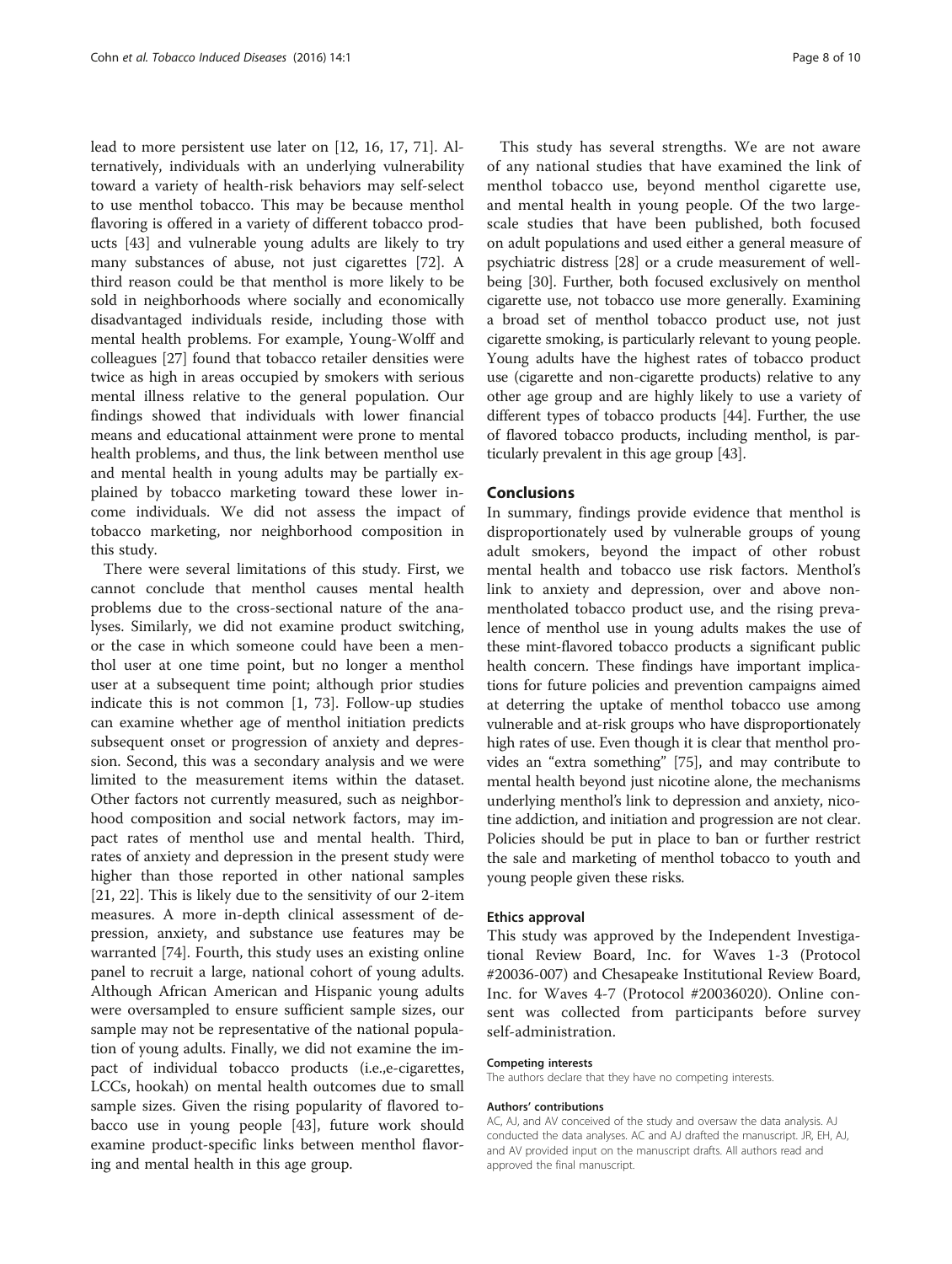lead to more persistent use later on [12, 16, 17, 71]. Alternatively, individuals with an underlying vulnerability toward a variety of health-risk behaviors may self-select to use menthol tobacco. This may be because menthol flavoring is offered in a variety of different tobacco products [43] and vulnerable young adults are likely to try many substances of abuse, not just cigarettes [72]. A third reason could be that menthol is more likely to be sold in neighborhoods where socially and economically disadvantaged individuals reside, including those with mental health problems. For example, Young-Wolff and colleagues [27] found that tobacco retailer densities were twice as high in areas occupied by smokers with serious mental illness relative to the general population. Our findings showed that individuals with lower financial means and educational attainment were prone to mental health problems, and thus, the link between menthol use and mental health in young adults may be partially explained by tobacco marketing toward these lower income individuals. We did not assess the impact of tobacco marketing, nor neighborhood composition in this study.

There were several limitations of this study. First, we cannot conclude that menthol causes mental health problems due to the cross-sectional nature of the analyses. Similarly, we did not examine product switching, or the case in which someone could have been a menthol user at one time point, but no longer a menthol user at a subsequent time point; although prior studies indicate this is not common [1, 73]. Follow-up studies can examine whether age of menthol initiation predicts subsequent onset or progression of anxiety and depression. Second, this was a secondary analysis and we were limited to the measurement items within the dataset. Other factors not currently measured, such as neighborhood composition and social network factors, may impact rates of menthol use and mental health. Third, rates of anxiety and depression in the present study were higher than those reported in other national samples [21, 22]. This is likely due to the sensitivity of our 2-item measures. A more in-depth clinical assessment of depression, anxiety, and substance use features may be warranted [74]. Fourth, this study uses an existing online panel to recruit a large, national cohort of young adults. Although African American and Hispanic young adults were oversampled to ensure sufficient sample sizes, our sample may not be representative of the national population of young adults. Finally, we did not examine the impact of individual tobacco products (i.e.,e-cigarettes, LCCs, hookah) on mental health outcomes due to small sample sizes. Given the rising popularity of flavored tobacco use in young people [43], future work should examine product-specific links between menthol flavoring and mental health in this age group.

This study has several strengths. We are not aware of any national studies that have examined the link of menthol tobacco use, beyond menthol cigarette use, and mental health in young people. Of the two large-scale studies that have been published, both focused on adult populations and used either a general measure of psychiatric distress [28] or a crude measurement of well-being [30]. Further, both focused exclusively on menthol cigarette use, not tobacco use more generally. Examining a broad set of menthol tobacco product use, not just cigarette smoking, is particularly relevant to young people. Young adults have the highest rates of tobacco product use (cigarette and non-cigarette products) relative to any other age group and are highly likely to use a variety of different types of tobacco products [44]. Further, the use of flavored tobacco products, including menthol, is particularly prevalent in this age group [43].

## Conclusions

In summary, findings provide evidence that menthol is disproportionately used by vulnerable groups of young adult smokers, beyond the impact of other robust mental health and tobacco use risk factors. Menthol's link to anxiety and depression, over and above non-mentholated tobacco product use, and the rising prevalence of menthol use in young adults makes the use of these mint-flavored tobacco products a significant public health concern. These findings have important implications for future policies and prevention campaigns aimed at deterring the uptake of menthol tobacco use among vulnerable and at-risk groups who have disproportionately high rates of use. Even though it is clear that menthol provides an "extra something" [75], and may contribute to mental health beyond just nicotine alone, the mechanisms underlying menthol's link to depression and anxiety, nicotine addiction, and initiation and progression are not clear. Policies should be put in place to ban or further restrict the sale and marketing of menthol tobacco to youth and young people given these risks.

### Ethics approval

This study was approved by the Independent Investigational Review Board, Inc. for Waves 1-3 (Protocol #20036-007) and Chesapeake Institutional Review Board, Inc. for Waves 4-7 (Protocol #20036020). Online consent was collected from participants before survey self-administration.

#### Competing interests

The authors declare that they have no competing interests.

#### Authors' contributions

AC, AJ, and AV conceived of the study and oversaw the data analysis. AJ conducted the data analyses. AC and AJ drafted the manuscript. JR, EH, AJ, and AV provided input on the manuscript drafts. All authors read and approved the final manuscript.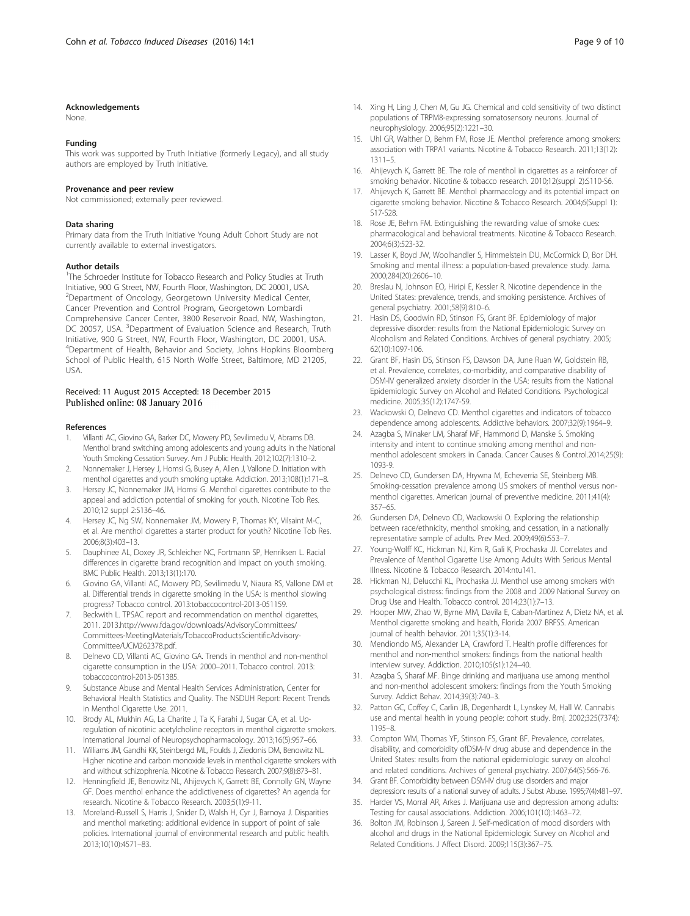### Acknowledgements

None.

### Funding

This work was supported by Truth Initiative (formerly Legacy), and all study authors are employed by Truth Initiative.

### Provenance and peer review

Not commissioned; externally peer reviewed.

### Data sharing

Primary data from the Truth Initiative Young Adult Cohort Study are not currently available to external investigators.

### Author details

[1]The Schroeder Institute for Tobacco Research and Policy Studies at Truth Initiative, 900 G Street, NW, Fourth Floor, Washington, DC 20001, USA. [2]Department of Oncology, Georgetown University Medical Center, Cancer Prevention and Control Program, Georgetown Lombardi Comprehensive Cancer Center, 3800 Reservoir Road, NW, Washington, DC 20057, USA. [3]Department of Evaluation Science and Research, Truth Initiative, 900 G Street, NW, Fourth Floor, Washington, DC 20001, USA. [4]Department of Health, Behavior and Society, Johns Hopkins Bloomberg School of Public Health, 615 North Wolfe Street, Baltimore, MD 21205, USA.

Received: 11 August 2015 Accepted: 18 December 2015
Published online: 08 January 2016

### References

1. Villanti AC, Giovino GA, Barker DC, Mowery PD, Sevilimedu V, Abrams DB. Menthol brand switching among adolescents and young adults in the National Youth Smoking Cessation Survey. Am J Public Health. 2012;102(7):1310–2.
2. Nonnemaker J, Hersey J, Homsi G, Busey A, Allen J, Vallone D. Initiation with menthol cigarettes and youth smoking uptake. Addiction. 2013;108(1):171–8.
3. Hersey JC, Nonnemaker JM, Homsi G. Menthol cigarettes contribute to the appeal and addiction potential of smoking for youth. Nicotine Tob Res. 2010;12 suppl 2:S136–46.
4. Hersey JC, Ng SW, Nonnemaker JM, Mowery P, Thomas KY, Vilsaint M-C, et al. Are menthol cigarettes a starter product for youth? Nicotine Tob Res. 2006;8(3):403–13.
5. Dauphinee AL, Doxey JR, Schleicher NC, Fortmann SP, Henriksen L. Racial differences in cigarette brand recognition and impact on youth smoking. BMC Public Health. 2013;13(1):170.
6. Giovino GA, Villanti AC, Mowery PD, Sevilimedu V, Niaura RS, Vallone DM et al. Differential trends in cigarette smoking in the USA: is menthol slowing progress? Tobacco control. 2013:tobaccocontrol-2013-051159.
7. Beckwith L. TPSAC report and recommendation on menthol cigarettes, 2011. 2013.http://www.fda.gov/downloads/AdvisoryCommittees/Committees-MeetingMaterials/TobaccoProductsScientificAdvisory-Committee/UCM262378.pdf.
8. Delnevo CD, Villanti AC, Giovino GA. Trends in menthol and non-menthol cigarette consumption in the USA: 2000–2011. Tobacco control. 2013: tobaccocontrol-2013-051385.
9. Substance Abuse and Mental Health Services Administration, Center for Behavioral Health Statistics and Quality. The NSDUH Report: Recent Trends in Menthol Cigarette Use. 2011.
10. Brody AL, Mukhin AG, La Charite J, Ta K, Farahi J, Sugar CA, et al. Up-regulation of nicotinic acetylcholine receptors in menthol cigarette smokers. International Journal of Neuropsychopharmacology. 2013;16(5):957–66.
11. Williams JM, Gandhi KK, Steinbergd ML, Foulds J, Ziedonis DM, Benowitz NL. Higher nicotine and carbon monoxide levels in menthol cigarette smokers with and without schizophrenia. Nicotine & Tobacco Research. 2007;9(8):873–81.
12. Henningfield JE, Benowitz NL, Ahijevych K, Garrett BE, Connolly GN, Wayne GF. Does menthol enhance the addictiveness of cigarettes? An agenda for research. Nicotine & Tobacco Research. 2003;5(1):9-11.
13. Moreland-Russell S, Harris J, Snider D, Walsh H, Cyr J, Barnoya J. Disparities and menthol marketing: additional evidence in support of point of sale policies. International journal of environmental research and public health. 2013;10(10):4571–83.
14. Xing H, Ling J, Chen M, Gu JG. Chemical and cold sensitivity of two distinct populations of TRPM8-expressing somatosensory neurons. Journal of neurophysiology. 2006;95(2):1221–30.
15. Uhl GR, Walther D, Behm FM, Rose JE. Menthol preference among smokers: association with TRPA1 variants. Nicotine & Tobacco Research. 2011;13(12): 1311–5.
16. Ahijevych K, Garrett BE. The role of menthol in cigarettes as a reinforcer of smoking behavior. Nicotine & tobacco research. 2010;12(suppl 2):S110-S6.
17. Ahijevych K, Garrett BE. Menthol pharmacology and its potential impact on cigarette smoking behavior. Nicotine & Tobacco Research. 2004;6(Suppl 1): S17-S28.
18. Rose JE, Behm FM. Extinguishing the rewarding value of smoke cues: pharmacological and behavioral treatments. Nicotine & Tobacco Research. 2004;6(3):523-32.
19. Lasser K, Boyd JW, Woolhandler S, Himmelstein DU, McCormick D, Bor DH. Smoking and mental illness: a population-based prevalence study. Jama. 2000;284(20):2606–10.
20. Breslau N, Johnson EO, Hiripi E, Kessler R. Nicotine dependence in the United States: prevalence, trends, and smoking persistence. Archives of general psychiatry. 2001;58(9):810–6.
21. Hasin DS, Goodwin RD, Stinson FS, Grant BF. Epidemiology of major depressive disorder: results from the National Epidemiologic Survey on Alcoholism and Related Conditions. Archives of general psychiatry. 2005; 62(10):1097-106.
22. Grant BF, Hasin DS, Stinson FS, Dawson DA, June Ruan W, Goldstein RB, et al. Prevalence, correlates, co-morbidity, and comparative disability of DSM-IV generalized anxiety disorder in the USA: results from the National Epidemiologic Survey on Alcohol and Related Conditions. Psychological medicine. 2005;35(12):1747-59.
23. Wackowski O, Delnevo CD. Menthol cigarettes and indicators of tobacco dependence among adolescents. Addictive behaviors. 2007;32(9):1964–9.
24. Azagba S, Minaker LM, Sharaf MF, Hammond D, Manske S. Smoking intensity and intent to continue smoking among menthol and non-menthol adolescent smokers in Canada. Cancer Causes & Control.2014;25(9): 1093-9.
25. Delnevo CD, Gundersen DA, Hrywna M, Echeverria SE, Steinberg MB. Smoking-cessation prevalence among US smokers of menthol versus non-menthol cigarettes. American journal of preventive medicine. 2011;41(4): 357–65.
26. Gundersen DA, Delnevo CD, Wackowski O. Exploring the relationship between race/ethnicity, menthol smoking, and cessation, in a nationally representative sample of adults. Prev Med. 2009;49(6):553–7.
27. Young-Wolff KC, Hickman NJ, Kim R, Gali K, Prochaska JJ. Correlates and Prevalence of Menthol Cigarette Use Among Adults With Serious Mental Illness. Nicotine & Tobacco Research. 2014:ntu141.
28. Hickman NJ, Delucchi KL, Prochaska JJ. Menthol use among smokers with psychological distress: findings from the 2008 and 2009 National Survey on Drug Use and Health. Tobacco control. 2014;23(1):7–13.
29. Hooper MW, Zhao W, Byrne MM, Davila E, Caban-Martinez A, Dietz NA, et al. Menthol cigarette smoking and health, Florida 2007 BRFSS. American journal of health behavior. 2011;35(1):3-14.
30. Mendiondo MS, Alexander LA, Crawford T. Health profile differences for menthol and non-menthol smokers: findings from the national health interview survey. Addiction. 2010;105(s1):124–40.
31. Azagba S, Sharaf MF. Binge drinking and marijuana use among menthol and non-menthol adolescent smokers: findings from the Youth Smoking Survey. Addict Behav. 2014;39(3):740–3.
32. Patton GC, Coffey C, Carlin JB, Degenhardt L, Lynskey M, Hall W. Cannabis use and mental health in young people: cohort study. Bmj. 2002;325(7374): 1195–8.
33. Compton WM, Thomas YF, Stinson FS, Grant BF. Prevalence, correlates, disability, and comorbidity ofDSM-IV drug abuse and dependence in the United States: results from the national epidemiologic survey on alcohol and related conditions. Archives of general psychiatry. 2007;64(5):566-76.
34. Grant BF. Comorbidity between DSM-IV drug use disorders and major depression: results of a national survey of adults. J Subst Abuse. 1995;7(4):481–97.
35. Harder VS, Morral AR, Arkes J. Marijuana use and depression among adults: Testing for causal associations. Addiction. 2006;101(10):1463–72.
36. Bolton JM, Robinson J, Sareen J. Self-medication of mood disorders with alcohol and drugs in the National Epidemiologic Survey on Alcohol and Related Conditions. J Affect Disord. 2009;115(3):367–75.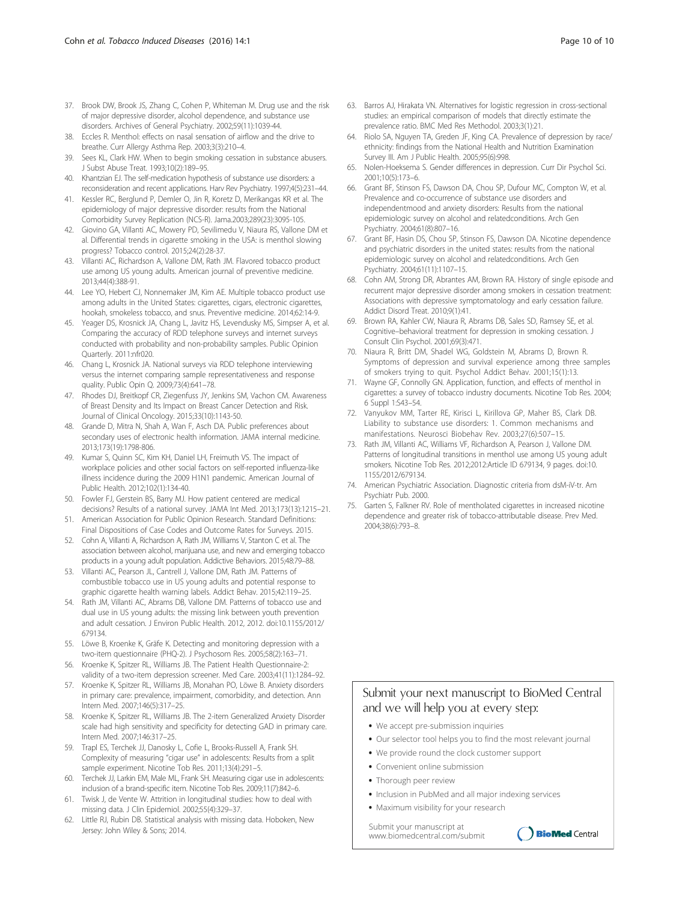37. Brook DW, Brook JS, Zhang C, Cohen P, Whiteman M. Drug use and the risk of major depressive disorder, alcohol dependence, and substance use disorders. Archives of General Psychiatry. 2002;59(11):1039-44.
38. Eccles R. Menthol: effects on nasal sensation of airflow and the drive to breathe. Curr Allergy Asthma Rep. 2003;3(3):210–4.
39. Sees KL, Clark HW. When to begin smoking cessation in substance abusers. J Subst Abuse Treat. 1993;10(2):189–95.
40. Khantzian EJ. The self-medication hypothesis of substance use disorders: a reconsideration and recent applications. Harv Rev Psychiatry. 1997;4(5):231–44.
41. Kessler RC, Berglund P, Demler O, Jin R, Koretz D, Merikangas KR et al. The epidemiology of major depressive disorder: results from the National Comorbidity Survey Replication (NCS-R). Jama.2003;289(23):3095-105.
42. Giovino GA, Villanti AC, Mowery PD, Sevilimedu V, Niaura RS, Vallone DM et al. Differential trends in cigarette smoking in the USA: is menthol slowing progress? Tobacco control. 2015;24(2):28-37.
43. Villanti AC, Richardson A, Vallone DM, Rath JM. Flavored tobacco product use among US young adults. American journal of preventive medicine. 2013;44(4):388-91.
44. Lee YO, Hebert CJ, Nonnemaker JM, Kim AE. Multiple tobacco product use among adults in the United States: cigarettes, cigars, electronic cigarettes, hookah, smokeless tobacco, and snus. Preventive medicine. 2014;62:14-9.
45. Yeager DS, Krosnick JA, Chang L, Javitz HS, Levendusky MS, Simpser A, et al. Comparing the accuracy of RDD telephone surveys and internet surveys conducted with probability and non-probability samples. Public Opinion Quarterly. 2011:nfr020.
46. Chang L, Krosnick JA. National surveys via RDD telephone interviewing versus the internet comparing sample representativeness and response quality. Public Opin Q. 2009;73(4):641–78.
47. Rhodes DJ, Breitkopf CR, Ziegenfuss JY, Jenkins SM, Vachon CM. Awareness of Breast Density and Its Impact on Breast Cancer Detection and Risk. Journal of Clinical Oncology. 2015;33(10):1143-50.
48. Grande D, Mitra N, Shah A, Wan F, Asch DA. Public preferences about secondary uses of electronic health information. JAMA internal medicine. 2013;173(19):1798-806.
49. Kumar S, Quinn SC, Kim KH, Daniel LH, Freimuth VS. The impact of workplace policies and other social factors on self-reported influenza-like illness incidence during the 2009 H1N1 pandemic. American Journal of Public Health. 2012;102(1):134-40.
50. Fowler FJ, Gerstein BS, Barry MJ. How patient centered are medical decisions? Results of a national survey. JAMA Int Med. 2013;173(13):1215–21.
51. American Association for Public Opinion Research. Standard Definitions: Final Dispositions of Case Codes and Outcome Rates for Surveys. 2015.
52. Cohn A, Villanti A, Richardson A, Rath JM, Williams V, Stanton C et al. The association between alcohol, marijuana use, and new and emerging tobacco products in a young adult population. Addictive Behaviors. 2015;48:79–88.
53. Villanti AC, Pearson JL, Cantrell J, Vallone DM, Rath JM. Patterns of combustible tobacco use in US young adults and potential response to graphic cigarette health warning labels. Addict Behav. 2015;42:119–25.
54. Rath JM, Villanti AC, Abrams DB, Vallone DM. Patterns of tobacco use and dual use in US young adults: the missing link between youth prevention and adult cessation. J Environ Public Health. 2012, 2012. doi:10.1155/2012/679134.
55. Löwe B, Kroenke K, Gräfe K. Detecting and monitoring depression with a two-item questionnaire (PHQ-2). J Psychosom Res. 2005;58(2):163–71.
56. Kroenke K, Spitzer RL, Williams JB. The Patient Health Questionnaire-2: validity of a two-item depression screener. Med Care. 2003;41(11):1284–92.
57. Kroenke K, Spitzer RL, Williams JB, Monahan PO, Löwe B. Anxiety disorders in primary care: prevalence, impairment, comorbidity, and detection. Ann Intern Med. 2007;146(5):317–25.
58. Kroenke K, Spitzer RL, Williams JB. The 2-item Generalized Anxiety Disorder scale had high sensitivity and specificity for detecting GAD in primary care. Intern Med. 2007;146:317–25.
59. Trapl ES, Terchek JJ, Danosky L, Cofie L, Brooks-Russell A, Frank SH. Complexity of measuring "cigar use" in adolescents: Results from a split sample experiment. Nicotine Tob Res. 2011;13(4):291–5.
60. Terchek JJ, Larkin EM, Male ML, Frank SH. Measuring cigar use in adolescents: inclusion of a brand-specific item. Nicotine Tob Res. 2009;11(7):842–6.
61. Twisk J, de Vente W. Attrition in longitudinal studies: how to deal with missing data. J Clin Epidemiol. 2002;55(4):329–37.
62. Little RJ, Rubin DB. Statistical analysis with missing data. Hoboken, New Jersey: John Wiley & Sons; 2014.
63. Barros AJ, Hirakata VN. Alternatives for logistic regression in cross-sectional studies: an empirical comparison of models that directly estimate the prevalence ratio. BMC Med Res Methodol. 2003;3(1):21.
64. Riolo SA, Nguyen TA, Greden JF, King CA. Prevalence of depression by race/ethnicity: findings from the National Health and Nutrition Examination Survey III. Am J Public Health. 2005;95(6):998.
65. Nolen-Hoeksema S. Gender differences in depression. Curr Dir Psychol Sci. 2001;10(5):173–6.
66. Grant BF, Stinson FS, Dawson DA, Chou SP, Dufour MC, Compton W, et al. Prevalence and co-occurrence of substance use disorders and independentmood and anxiety disorders: Results from the national epidemiologic survey on alcohol and relatedconditions. Arch Gen Psychiatry. 2004;61(8):807–16.
67. Grant BF, Hasin DS, Chou SP, Stinson FS, Dawson DA. Nicotine dependence and psychiatric disorders in the united states: results from the national epidemiologic survey on alcohol and relatedconditions. Arch Gen Psychiatry. 2004;61(11):1107–15.
68. Cohn AM, Strong DR, Abrantes AM, Brown RA. History of single episode and recurrent major depressive disorder among smokers in cessation treatment: Associations with depressive symptomatology and early cessation failure. Addict Disord Treat. 2010;9(1):41.
69. Brown RA, Kahler CW, Niaura R, Abrams DB, Sales SD, Ramsey SE, et al. Cognitive–behavioral treatment for depression in smoking cessation. J Consult Clin Psychol. 2001;69(3):471.
70. Niaura R, Britt DM, Shadel WG, Goldstein M, Abrams D, Brown R. Symptoms of depression and survival experience among three samples of smokers trying to quit. Psychol Addict Behav. 2001;15(1):13.
71. Wayne GF, Connolly GN. Application, function, and effects of menthol in cigarettes: a survey of tobacco industry documents. Nicotine Tob Res. 2004; 6 Suppl 1:S43–54.
72. Vanyukov MM, Tarter RE, Kirisci L, Kirillova GP, Maher BS, Clark DB. Liability to substance use disorders: 1. Common mechanisms and manifestations. Neurosci Biobehav Rev. 2003;27(6):507–15.
73. Rath JM, Villanti AC, Williams VF, Richardson A, Pearson J, Vallone DM. Patterns of longitudinal transitions in menthol use among US young adult smokers. Nicotine Tob Res. 2012;2012:Article ID 679134, 9 pages. doi:10.1155/2012/679134.
74. American Psychiatric Association. Diagnostic criteria from dsM-iV-tr. Am Psychiatr Pub. 2000.
75. Garten S, Falkner RV. Role of mentholated cigarettes in increased nicotine dependence and greater risk of tobacco-attributable disease. Prev Med. 2004;38(6):793–8.

## Submit your next manuscript to BioMed Central and we will help you at every step:

- We accept pre-submission inquiries
- Our selector tool helps you to find the most relevant journal
- We provide round the clock customer support
- Convenient online submission
- Thorough peer review
- Inclusion in PubMed and all major indexing services
- Maximum visibility for your research

Submit your manuscript at
www.biomedcentral.com/submit

BioMed Central